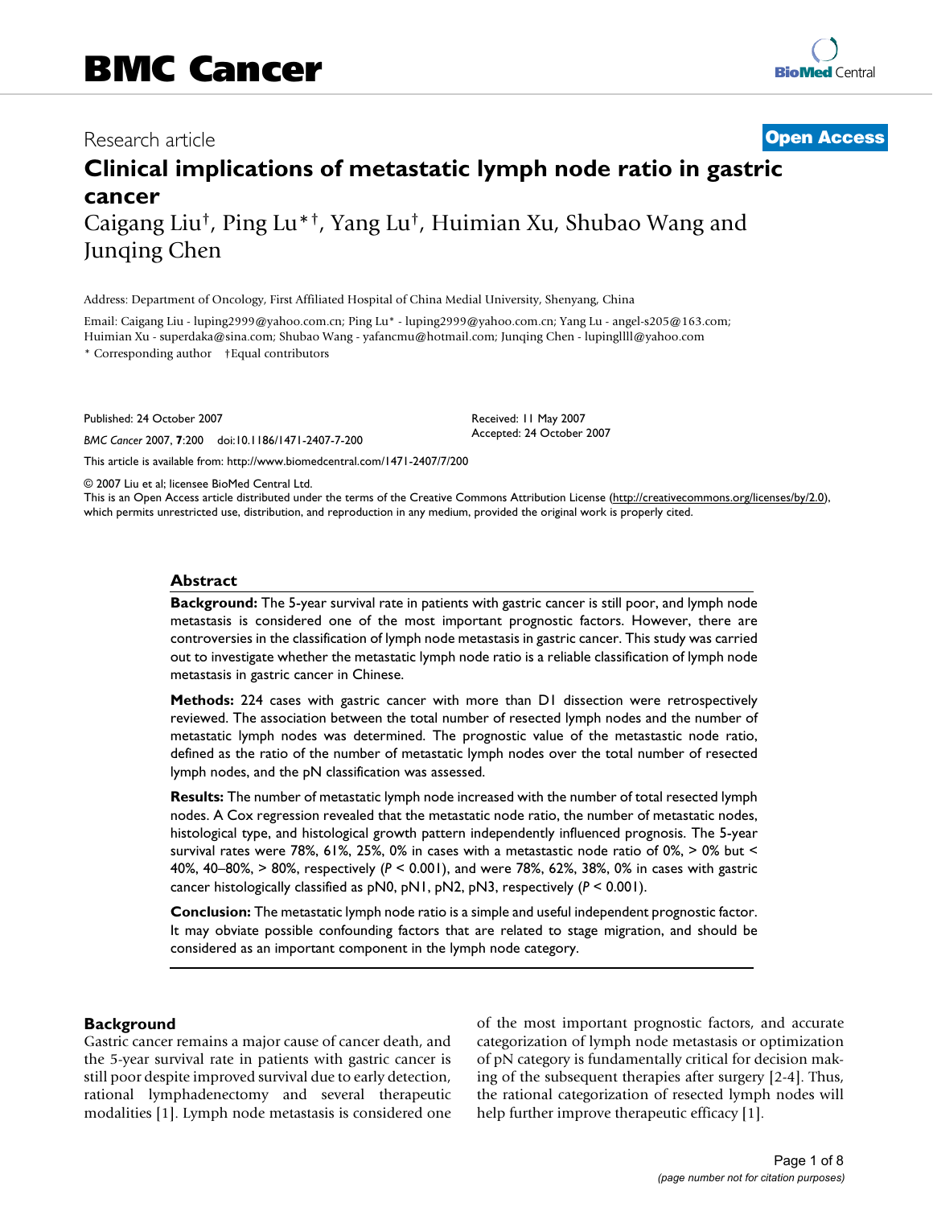Research article

**Open Access**

# Clinical implications of metastatic lymph node ratio in gastric cancer

Caigang Liu†, Ping Lu*†, Yang Lu†, Huimian Xu, Shubao Wang and Junqing Chen

Address: Department of Oncology, First Affiliated Hospital of China Medial University, Shenyang, China

Email: Caigang Liu - luping2999@yahoo.com.cn; Ping Lu* - luping2999@yahoo.com.cn; Yang Lu - angel-s205@163.com; Huimian Xu - superdaka@sina.com; Shubao Wang - yafancmu@hotmail.com; Junqing Chen - lupinglll@yahoo.com

\* Corresponding author †Equal contributors

Published: 24 October 2007

*BMC Cancer* 2007, **7**:200 doi:10.1186/1471-2407-7-200

Received: 11 May 2007

Accepted: 24 October 2007

This article is available from: http://www.biomedcentral.com/1471-2407/7/200

© 2007 Liu et al; licensee BioMed Central Ltd.

This is an Open Access article distributed under the terms of the Creative Commons Attribution License (http://creativecommons.org/licenses/by/2.0), which permits unrestricted use, distribution, and reproduction in any medium, provided the original work is properly cited.

## Abstract

**Background:** The 5-year survival rate in patients with gastric cancer is still poor, and lymph node metastasis is considered one of the most important prognostic factors. However, there are controversies in the classification of lymph node metastasis in gastric cancer. This study was carried out to investigate whether the metastatic lymph node ratio is a reliable classification of lymph node metastasis in gastric cancer in Chinese.

**Methods:** 224 cases with gastric cancer with more than D1 dissection were retrospectively reviewed. The association between the total number of resected lymph nodes and the number of metastatic lymph nodes was determined. The prognostic value of the metastatic node ratio, defined as the ratio of the number of metastatic lymph nodes over the total number of resected lymph nodes, and the pN classification was assessed.

**Results:** The number of metastatic lymph node increased with the number of total resected lymph nodes. A Cox regression revealed that the metastatic node ratio, the number of metastatic nodes, histological type, and histological growth pattern independently influenced prognosis. The 5-year survival rates were 78%, 61%, 25%, 0% in cases with a metastatic node ratio of 0%, > 0% but < 40%, 40–80%, > 80%, respectively ($P < 0.001$), and were 78%, 62%, 38%, 0% in cases with gastric cancer histologically classified as pN0, pN1, pN2, pN3, respectively ($P < 0.001$).

**Conclusion:** The metastatic lymph node ratio is a simple and useful independent prognostic factor. It may obviate possible confounding factors that are related to stage migration, and should be considered as an important component in the lymph node category.

## Background

Gastric cancer remains a major cause of cancer death, and the 5-year survival rate in patients with gastric cancer is still poor despite improved survival due to early detection, rational lymphadenectomy and several therapeutic modalities [1]. Lymph node metastasis is considered one of the most important prognostic factors, and accurate categorization of lymph node metastasis or optimization of pN category is fundamentally critical for decision making of the subsequent therapies after surgery [2-4]. Thus, the rational categorization of resected lymph nodes will help further improve therapeutic efficacy [1].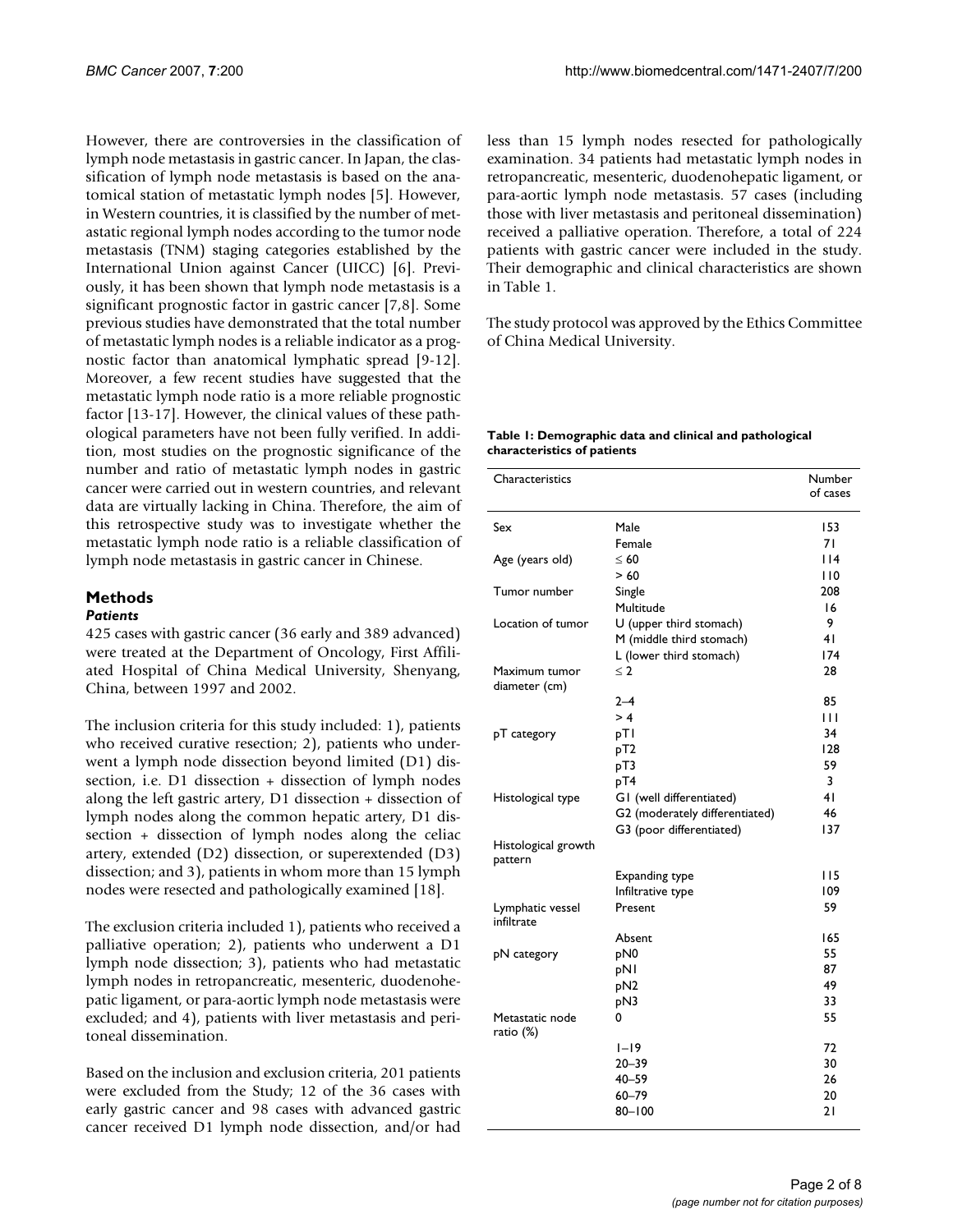However, there are controversies in the classification of lymph node metastasis in gastric cancer. In Japan, the classification of lymph node metastasis is based on the anatomical station of metastatic lymph nodes [5]. However, in Western countries, it is classified by the number of metastatic regional lymph nodes according to the tumor node metastasis (TNM) staging categories established by the International Union against Cancer (UICC) [6]. Previously, it has been shown that lymph node metastasis is a significant prognostic factor in gastric cancer [7,8]. Some previous studies have demonstrated that the total number of metastatic lymph nodes is a reliable indicator as a prognostic factor than anatomical lymphatic spread [9-12]. Moreover, a few recent studies have suggested that the metastatic lymph node ratio is a more reliable prognostic factor [13-17]. However, the clinical values of these pathological parameters have not been fully verified. In addition, most studies on the prognostic significance of the number and ratio of metastatic lymph nodes in gastric cancer were carried out in western countries, and relevant data are virtually lacking in China. Therefore, the aim of this retrospective study was to investigate whether the metastatic lymph node ratio is a reliable classification of lymph node metastasis in gastric cancer in Chinese.

## Methods

### *Patients*

425 cases with gastric cancer (36 early and 389 advanced) were treated at the Department of Oncology, First Affiliated Hospital of China Medical University, Shenyang, China, between 1997 and 2002.

The inclusion criteria for this study included: 1), patients who received curative resection; 2), patients who underwent a lymph node dissection beyond limited (D1) dissection, i.e. D1 dissection + dissection of lymph nodes along the left gastric artery, D1 dissection + dissection of lymph nodes along the common hepatic artery, D1 dissection + dissection of lymph nodes along the celiac artery, extended (D2) dissection, or superextended (D3) dissection; and 3), patients in whom more than 15 lymph nodes were resected and pathologically examined [18].

The exclusion criteria included 1), patients who received a palliative operation; 2), patients who underwent a D1 lymph node dissection; 3), patients who had metastatic lymph nodes in retropancreatic, mesenteric, duodenohepatic ligament, or para-aortic lymph node metastasis were excluded; and 4), patients with liver metastasis and peritoneal dissemination.

Based on the inclusion and exclusion criteria, 201 patients were excluded from the Study; 12 of the 36 cases with early gastric cancer and 98 cases with advanced gastric cancer received D1 lymph node dissection, and/or had less than 15 lymph nodes resected for pathologically examination. 34 patients had metastatic lymph nodes in retropancreatic, mesenteric, duodenohepatic ligament, or para-aortic lymph node metastasis. 57 cases (including those with liver metastasis and peritoneal dissemination) received a palliative operation. Therefore, a total of 224 patients with gastric cancer were included in the study. Their demographic and clinical characteristics are shown in Table 1.

The study protocol was approved by the Ethics Committee of China Medical University.

**Table 1: Demographic data and clinical and pathological characteristics of patients**

| Characteristics | | Number of cases |
|---|---|---|
| Sex | Male | 153 |
| | Female | 71 |
| Age (years old) | ≤ 60 | 114 |
| | > 60 | 110 |
| Tumor number | Single | 208 |
| | Multitude | 16 |
| Location of tumor | U (upper third stomach) | 9 |
| | M (middle third stomach) | 41 |
| | L (lower third stomach) | 174 |
| Maximum tumor diameter (cm) | ≤ 2 | 28 |
| | 2–4 | 85 |
| | > 4 | 111 |
| pT category | pT1 | 34 |
| | pT2 | 128 |
| | pT3 | 59 |
| | pT4 | 3 |
| Histological type | G1 (well differentiated) | 41 |
| | G2 (moderately differentiated) | 46 |
| | G3 (poor differentiated) | 137 |
| Histological growth pattern | | |
| | Expanding type | 115 |
| | Infiltrative type | 109 |
| Lymphatic vessel infiltrate | Present | 59 |
| | Absent | 165 |
| pN category | pN0 | 55 |
| | pN1 | 87 |
| | pN2 | 49 |
| | pN3 | 33 |
| Metastatic node ratio (%) | 0 | 55 |
| | 1–19 | 72 |
| | 20–39 | 30 |
| | 40–59 | 26 |
| | 60–79 | 20 |
| | 80–100 | 21 |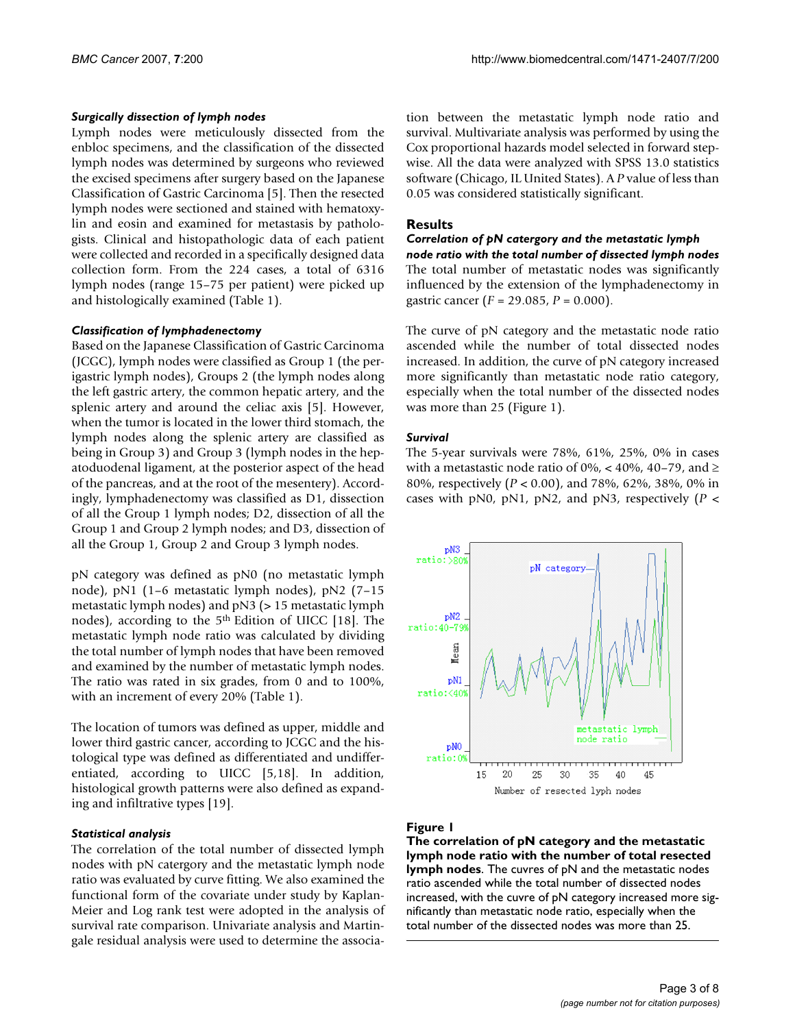### *Surgically dissection of lymph nodes*

Lymph nodes were meticulously dissected from the enbloc specimens, and the classification of the dissected lymph nodes was determined by surgeons who reviewed the excised specimens after surgery based on the Japanese Classification of Gastric Carcinoma [5]. Then the resected lymph nodes were sectioned and stained with hematoxylin and eosin and examined for metastasis by pathologists. Clinical and histopathologic data of each patient were collected and recorded in a specifically designed data collection form. From the 224 cases, a total of 6316 lymph nodes (range 15–75 per patient) were picked up and histologically examined (Table 1).

### *Classification of lymphadenectomy*

Based on the Japanese Classification of Gastric Carcinoma (JCGC), lymph nodes were classified as Group 1 (the perigastric lymph nodes), Groups 2 (the lymph nodes along the left gastric artery, the common hepatic artery, and the splenic artery and around the celiac axis [5]. However, when the tumor is located in the lower third stomach, the lymph nodes along the splenic artery are classified as being in Group 3) and Group 3 (lymph nodes in the hepatoduodenal ligament, at the posterior aspect of the head of the pancreas, and at the root of the mesentery). Accordingly, lymphadenectomy was classified as D1, dissection of all the Group 1 lymph nodes; D2, dissection of all the Group 1 and Group 2 lymph nodes; and D3, dissection of all the Group 1, Group 2 and Group 3 lymph nodes.

pN category was defined as pN0 (no metastatic lymph node), pN1 (1–6 metastatic lymph nodes), pN2 (7–15 metastatic lymph nodes) and pN3 (> 15 metastatic lymph nodes), according to the 5th Edition of UICC [18]. The metastatic lymph node ratio was calculated by dividing the total number of lymph nodes that have been removed and examined by the number of metastatic lymph nodes. The ratio was rated in six grades, from 0 and to 100%, with an increment of every 20% (Table 1).

The location of tumors was defined as upper, middle and lower third gastric cancer, according to JCGC and the histological type was defined as differentiated and undifferentiated, according to UICC [5,18]. In addition, histological growth patterns were also defined as expanding and infiltrative types [19].

### *Statistical analysis*

The correlation of the total number of dissected lymph nodes with pN catergory and the metastatic lymph node ratio was evaluated by curve fitting. We also examined the functional form of the covariate under study by Kaplan-Meier and Log rank test were adopted in the analysis of survival rate comparison. Univariate analysis and Martingale residual analysis were used to determine the association between the metastatic lymph node ratio and survival. Multivariate analysis was performed by using the Cox proportional hazards model selected in forward stepwise. All the data were analyzed with SPSS 13.0 statistics software (Chicago, IL United States). A $P$ value of less than 0.05 was considered statistically significant.

## Results

### *Correlation of pN catergory and the metastatic lymph node ratio with the total number of dissected lymph nodes*

The total number of metastatic nodes was significantly influenced by the extension of the lymphadenectomy in gastric cancer ($F = 29.085$, $P = 0.000$).

The curve of pN category and the metastatic node ratio ascended while the number of total dissected nodes increased. In addition, the curve of pN category increased more significantly than metastatic node ratio category, especially when the total number of the dissected nodes was more than 25 (Figure 1).

**Figure 1**

**The correlation of pN category and the metastatic lymph node ratio with the number of total resected lymph nodes**. The cuvres of pN and the metastatic nodes ratio ascended while the total number of dissected nodes increased, with the cuvre of pN category increased more significantly than metastatic node ratio, especially when the total number of the dissected nodes was more than 25.

### *Survival*

The 5-year survivals were 78%, 61%, 25%, 0% in cases with a metastastic node ratio of 0%, < 40%, 40–79, and ≥ 80%, respectively ($P < 0.00$), and 78%, 62%, 38%, 0% in cases with pN0, pN1, pN2, and pN3, respectively ($P <$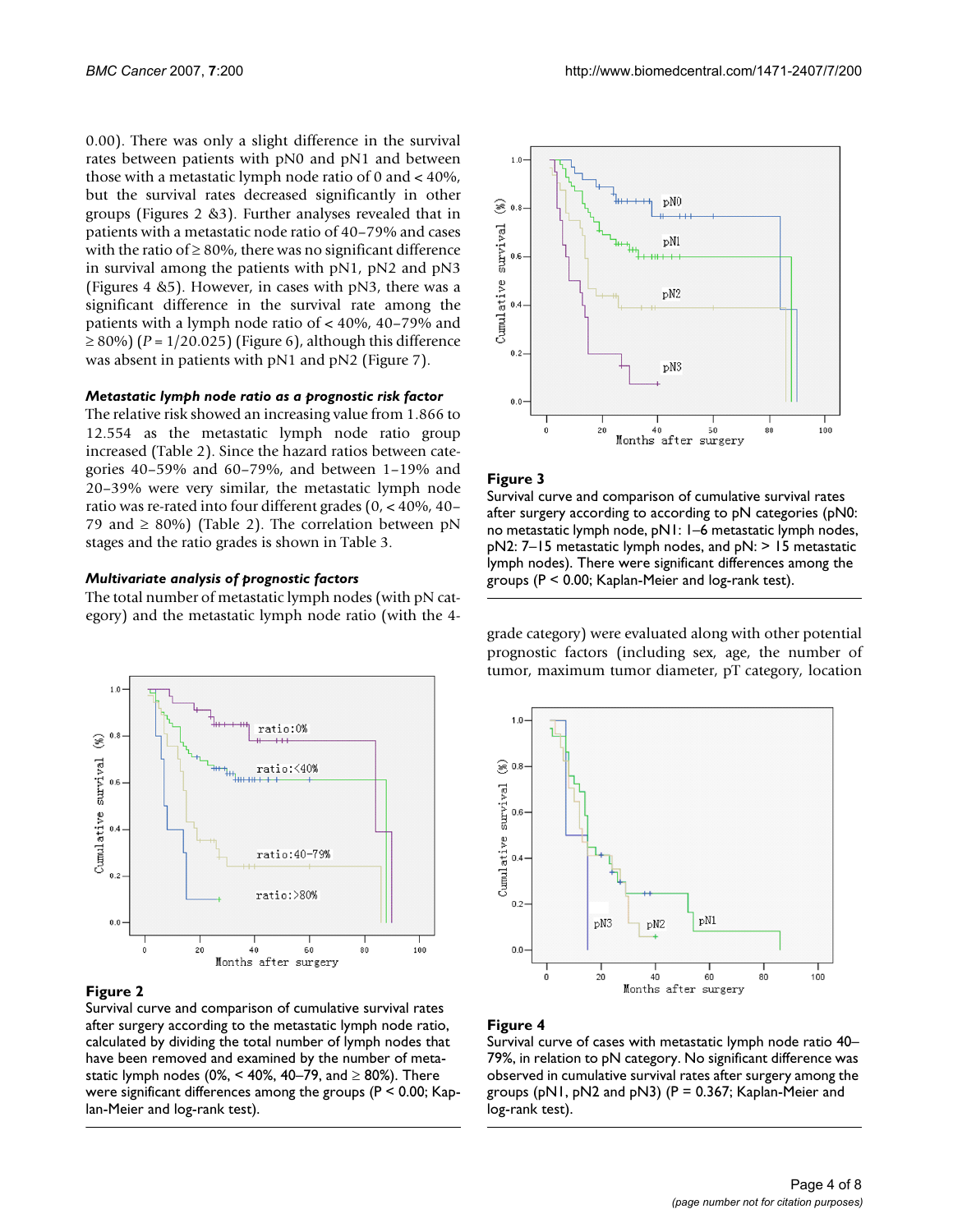0.00). There was only a slight difference in the survival rates between patients with pN0 and pN1 and between those with a metastatic lymph node ratio of 0 and < 40%, but the survival rates decreased significantly in other groups (Figures 2 &3). Further analyses revealed that in patients with a metastatic node ratio of 40–79% and cases with the ratio of ≥ 80%, there was no significant difference in survival among the patients with pN1, pN2 and pN3 (Figures 4 &5). However, in cases with pN3, there was a significant difference in the survival rate among the patients with a lymph node ratio of < 40%, 40–79% and ≥ 80%) ($P$ = 1/20.025) (Figure 6), although this difference was absent in patients with pN1 and pN2 (Figure 7).

#### *Metastatic lymph node ratio as a prognostic risk factor*

The relative risk showed an increasing value from 1.866 to 12.554 as the metastatic lymph node ratio group increased (Table 2). Since the hazard ratios between categories 40–59% and 60–79%, and between 1–19% and 20–39% were very similar, the metastatic lymph node ratio was re-rated into four different grades (0, < 40%, 40–79 and ≥ 80%) (Table 2). The correlation between pN stages and the ratio grades is shown in Table 3.

#### *Multivariate analysis of prognostic factors*

The total number of metastatic lymph nodes (with pN category) and the metastatic lymph node ratio (with the 4-grade category) were evaluated along with other potential prognostic factors (including sex, age, the number of tumor, maximum tumor diameter, pT category, location

**Figure 2**

Survival curve and comparison of cumulative survival rates after surgery according to the metastatic lymph node ratio, calculated by dividing the total number of lymph nodes that have been removed and examined by the number of metastatic lymph nodes (0%, < 40%, 40–79, and ≥ 80%). There were significant differences among the groups (P < 0.00; Kaplan-Meier and log-rank test).

**Figure 3**

Survival curve and comparison of cumulative survival rates after surgery according to according to pN categories (pN0: no metastatic lymph node, pN1: 1–6 metastatic lymph nodes, pN2: 7–15 metastatic lymph nodes, and pN: > 15 metastatic lymph nodes). There were significant differences among the groups (P < 0.00; Kaplan-Meier and log-rank test).

**Figure 4**

Survival curve of cases with metastatic lymph node ratio 40–79%, in relation to pN category. No significant difference was observed in cumulative survival rates after surgery among the groups (pN1, pN2 and pN3) (P = 0.367; Kaplan-Meier and log-rank test).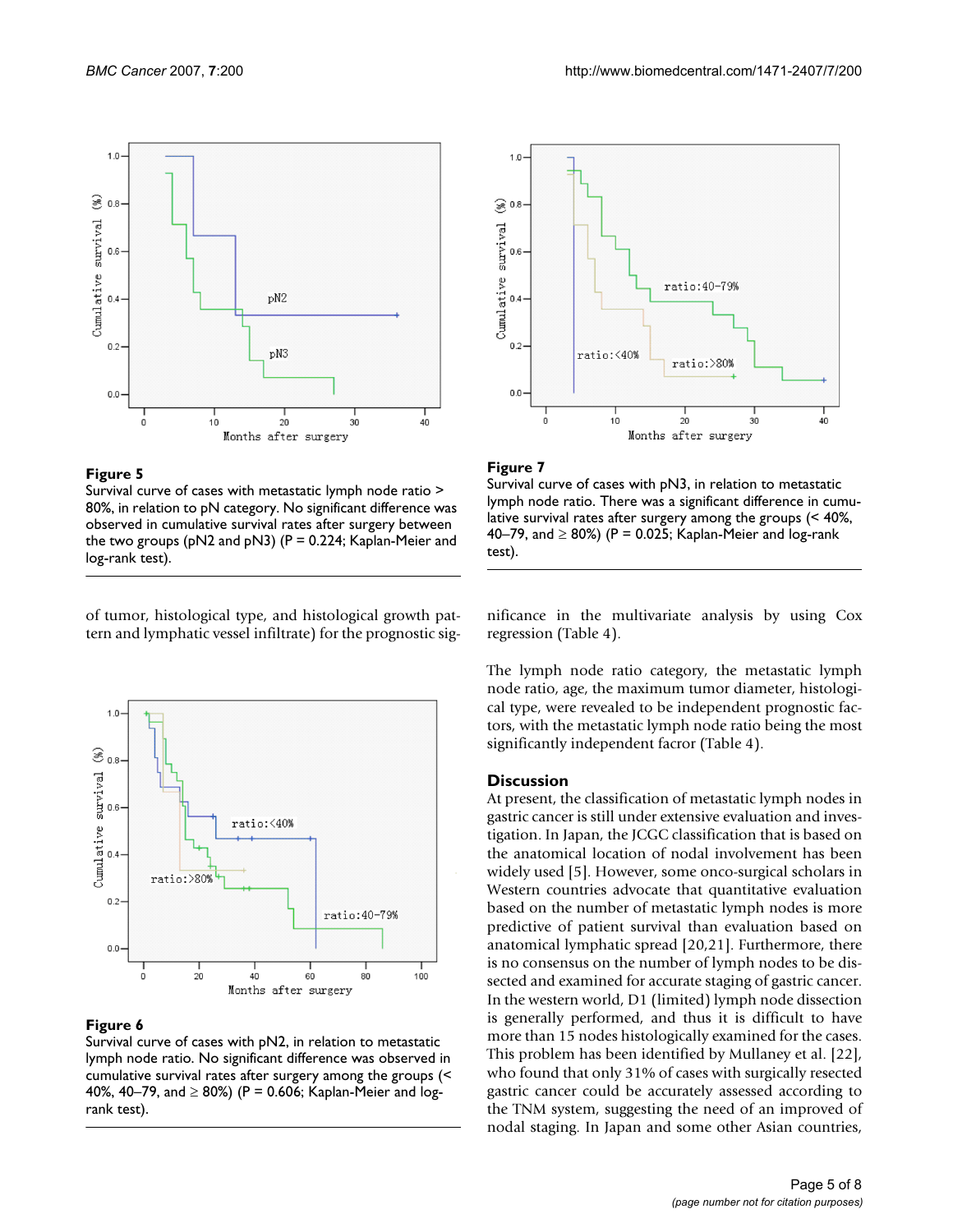**Figure 5**

Survival curve of cases with metastatic lymph node ratio > 80%, in relation to pN category. No significant difference was observed in cumulative survival rates after surgery between the two groups (pN2 and pN3) (P = 0.224; Kaplan-Meier and log-rank test).

**Figure 7**

Survival curve of cases with pN3, in relation to metastatic lymph node ratio. There was a significant difference in cumulative survival rates after surgery among the groups (< 40%, 40–79, and ≥ 80%) (P = 0.025; Kaplan-Meier and log-rank test).

of tumor, histological type, and histological growth pattern and lymphatic vessel infiltrate) for the prognostic significance in the multivariate analysis by using Cox regression (Table 4).

**Figure 6**

Survival curve of cases with pN2, in relation to metastatic lymph node ratio. No significant difference was observed in cumulative survival rates after surgery among the groups (< 40%, 40–79, and ≥ 80%) (P = 0.606; Kaplan-Meier and log-rank test).

The lymph node ratio category, the metastatic lymph node ratio, age, the maximum tumor diameter, histological type, were revealed to be independent prognostic factors, with the metastatic lymph node ratio being the most significantly independent facror (Table 4).

## Discussion

At present, the classification of metastatic lymph nodes in gastric cancer is still under extensive evaluation and investigation. In Japan, the JCGC classification that is based on the anatomical location of nodal involvement has been widely used [5]. However, some onco-surgical scholars in Western countries advocate that quantitative evaluation based on the number of metastatic lymph nodes is more predictive of patient survival than evaluation based on anatomical lymphatic spread [20,21]. Furthermore, there is no consensus on the number of lymph nodes to be dissected and examined for accurate staging of gastric cancer. In the western world, D1 (limited) lymph node dissection is generally performed, and thus it is difficult to have more than 15 nodes histologically examined for the cases. This problem has been identified by Mullaney et al. [22], who found that only 31% of cases with surgically resected gastric cancer could be accurately assessed according to the TNM system, suggesting the need of an improved of nodal staging. In Japan and some other Asian countries,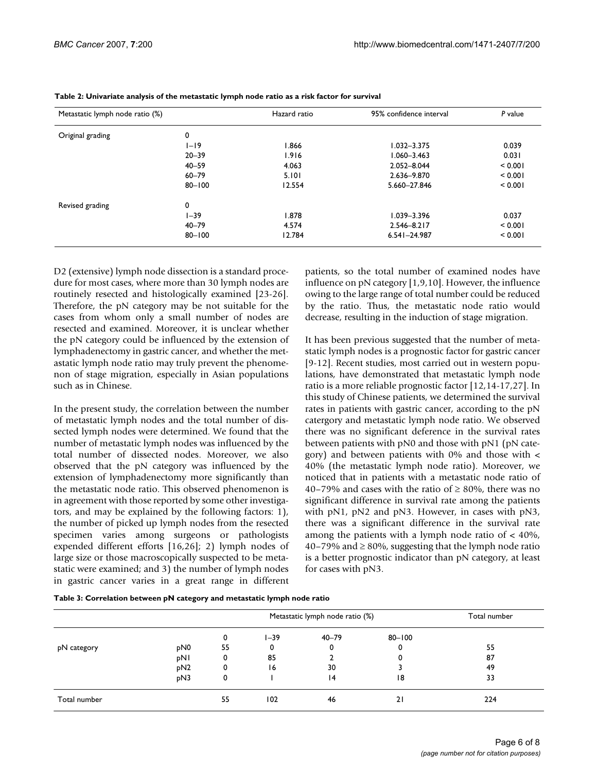**Table 2: Univariate analysis of the metastatic lymph node ratio as a risk factor for survival**

| Metastatic lymph node ratio (%) | | Hazard ratio | 95% confidence interval | *P* value |
|---|---|---|---|---|
| Original grading | 0 | | | |
| | 1–19 | 1.866 | 1.032–3.375 | 0.039 |
| | 20–39 | 1.916 | 1.060–3.463 | 0.031 |
| | 40–59 | 4.063 | 2.052–8.044 | < 0.001 |
| | 60–79 | 5.101 | 2.636–9.870 | < 0.001 |
| | 80–100 | 12.554 | 5.660–27.846 | < 0.001 |
| Revised grading | 0 | | | |
| | 1–39 | 1.878 | 1.039–3.396 | 0.037 |
| | 40–79 | 4.574 | 2.546–8.217 | < 0.001 |
| | 80–100 | 12.784 | 6.541–24.987 | < 0.001 |

D2 (extensive) lymph node dissection is a standard procedure for most cases, where more than 30 lymph nodes are routinely resected and histologically examined [23-26]. Therefore, the pN category may be not suitable for the cases from whom only a small number of nodes are resected and examined. Moreover, it is unclear whether the pN category could be influenced by the extension of lymphadenectomy in gastric cancer, and whether the metastatic lymph node ratio may truly prevent the phenomenon of stage migration, especially in Asian populations such as in Chinese.

In the present study, the correlation between the number of metastatic lymph nodes and the total number of dissected lymph nodes were determined. We found that the number of metastatic lymph nodes was influenced by the total number of dissected nodes. Moreover, we also observed that the pN category was influenced by the extension of lymphadenectomy more significantly than the metastatic node ratio. This observed phenomenon is in agreement with those reported by some other investigators, and may be explained by the following factors: 1), the number of picked up lymph nodes from the resected specimen varies among surgeons or pathologists expended different efforts [16,26]; 2) lymph nodes of large size or those macroscopically suspected to be metastatic were examined; and 3) the number of lymph nodes in gastric cancer varies in a great range in different patients, so the total number of examined nodes have influence on pN category [1,9,10]. However, the influence owing to the large range of total number could be reduced by the ratio. Thus, the metastatic node ratio would decrease, resulting in the induction of stage migration.

It has been previous suggested that the number of metastatic lymph nodes is a prognostic factor for gastric cancer [9-12]. Recent studies, most carried out in western populations, have demonstrated that metastatic lymph node ratio is a more reliable prognostic factor [12,14-17,27]. In this study of Chinese patients, we determined the survival rates in patients with gastric cancer, according to the pN catergory and metastatic lymph node ratio. We observed there was no significant deference in the survival rates between patients with pN0 and those with pN1 (pN category) and between patients with 0% and those with < 40% (the metastatic lymph node ratio). Moreover, we noticed that in patients with a metastatic node ratio of 40–79% and cases with the ratio of ≥ 80%, there was no significant difference in survival rate among the patients with pN1, pN2 and pN3. However, in cases with pN3, there was a significant difference in the survival rate among the patients with a lymph node ratio of < 40%, 40–79% and ≥ 80%, suggesting that the lymph node ratio is a better prognostic indicator than pN category, at least for cases with pN3.

**Table 3: Correlation between pN category and metastatic lymph node ratio**

| | | Metastatic lymph node ratio (%) | | | | Total number |
|---|---|---|---|---|---|---|
| | | 0 | 1–39 | 40–79 | 80–100 | |
| pN category | pN0 | 55 | 0 | 0 | 0 | 55 |
| | pN1 | 0 | 85 | 2 | 0 | 87 |
| | pN2 | 0 | 16 | 30 | 3 | 49 |
| | pN3 | 0 | 1 | 14 | 18 | 33 |
| Total number | | 55 | 102 | 46 | 21 | 224 |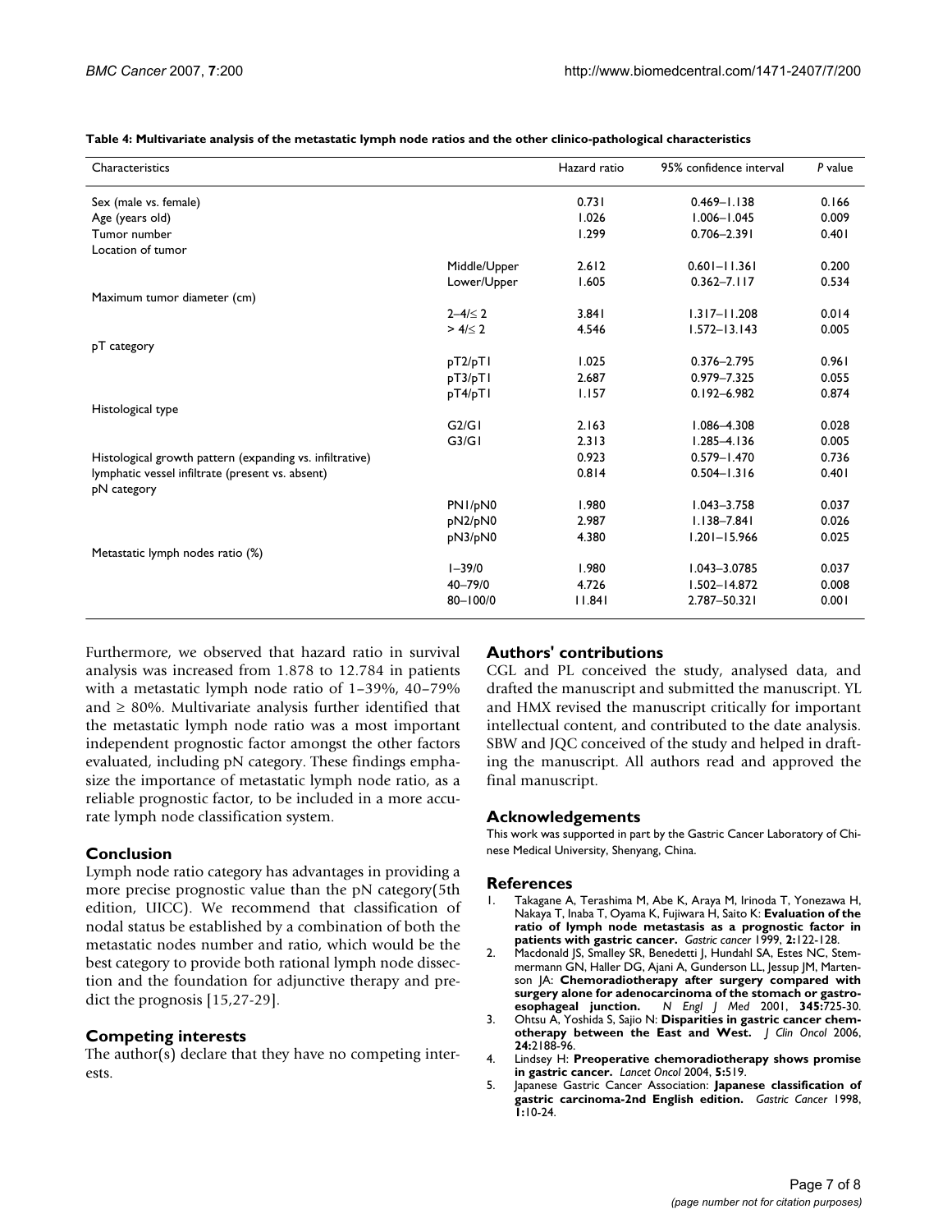**Table 4: Multivariate analysis of the metastatic lymph node ratios and the other clinico-pathological characteristics**

| Characteristics | | Hazard ratio | 95% confidence interval | *P* value |
|---|---|---|---|---|
| Sex (male vs. female) | | 0.731 | 0.469–1.138 | 0.166 |
| Age (years old) | | 1.026 | 1.006–1.045 | 0.009 |
| Tumor number | | 1.299 | 0.706–2.391 | 0.401 |
| Location of tumor | | | | |
| | Middle/Upper | 2.612 | 0.601–11.361 | 0.200 |
| | Lower/Upper | 1.605 | 0.362–7.117 | 0.534 |
| Maximum tumor diameter (cm) | | | | |
| | 2–4/≤ 2 | 3.841 | 1.317–11.208 | 0.014 |
| | > 4/≤ 2 | 4.546 | 1.572–13.143 | 0.005 |
| pT category | | | | |
| | pT2/pT1 | 1.025 | 0.376–2.795 | 0.961 |
| | pT3/pT1 | 2.687 | 0.979–7.325 | 0.055 |
| | pT4/pT1 | 1.157 | 0.192–6.982 | 0.874 |
| Histological type | | | | |
| | G2/G1 | 2.163 | 1.086–4.308 | 0.028 |
| | G3/G1 | 2.313 | 1.285–4.136 | 0.005 |
| Histological growth pattern (expanding vs. infiltrative) | | 0.923 | 0.579–1.470 | 0.736 |
| lymphatic vessel infiltrate (present vs. absent) | | 0.814 | 0.504–1.316 | 0.401 |
| pN category | | | | |
| | PN1/pN0 | 1.980 | 1.043–3.758 | 0.037 |
| | pN2/pN0 | 2.987 | 1.138–7.841 | 0.026 |
| | pN3/pN0 | 4.380 | 1.201–15.966 | 0.025 |
| Metastatic lymph nodes ratio (%) | | | | |
| | 1–39/0 | 1.980 | 1.043–3.0785 | 0.037 |
| | 40–79/0 | 4.726 | 1.502–14.872 | 0.008 |
| | 80–100/0 | 11.841 | 2.787–50.321 | 0.001 |

Furthermore, we observed that hazard ratio in survival analysis was increased from 1.878 to 12.784 in patients with a metastatic lymph node ratio of 1–39%, 40–79% and ≥ 80%. Multivariate analysis further identified that the metastatic lymph node ratio was a most important independent prognostic factor amongst the other factors evaluated, including pN category. These findings emphasize the importance of metastatic lymph node ratio, as a reliable prognostic factor, to be included in a more accurate lymph node classification system.

## Conclusion

Lymph node ratio category has advantages in providing a more precise prognostic value than the pN category(5th edition, UICC). We recommend that classification of nodal status be established by a combination of both the metastatic nodes number and ratio, which would be the best category to provide both rational lymph node dissection and the foundation for adjunctive therapy and predict the prognosis [15,27-29].

## Competing interests

The author(s) declare that they have no competing interests.

## Authors' contributions

CGL and PL conceived the study, analysed data, and drafted the manuscript and submitted the manuscript. YL and HMX revised the manuscript critically for important intellectual content, and contributed to the date analysis. SBW and JQC conceived of the study and helped in drafting the manuscript. All authors read and approved the final manuscript.

## Acknowledgements

This work was supported in part by the Gastric Cancer Laboratory of Chinese Medical University, Shenyang, China.

## References

1. Takagane A, Terashima M, Abe K, Araya M, Irinoda T, Yonezawa H, Nakaya T, Inaba T, Oyama K, Fujiwara H, Saito K: **Evaluation of the ratio of lymph node metastasis as a prognostic factor in patients with gastric cancer.** *Gastric cancer* 1999, **2:**122-128.
2. Macdonald JS, Smalley SR, Benedetti J, Hundahl SA, Estes NC, Stemmermann GN, Haller DG, Ajani A, Gunderson LL, Jessup JM, Martenson JA: **Chemoradiotherapy after surgery compared with surgery alone for adenocarcinoma of the stomach or gastroesophageal junction.** *N Engl J Med* 2001, **345:**725-30.
3. Ohtsu A, Yoshida S, Sajio N: **Disparities in gastric cancer chemotherapy between the East and West.** *J Clin Oncol* 2006, **24:**2188-96.
4. Lindsey H: **Preoperative chemoradiotherapy shows promise in gastric cancer.** *Lancet Oncol* 2004, **5:**519.
5. Japanese Gastric Cancer Association: **Japanese classification of gastric carcinoma-2nd English edition.** *Gastric Cancer* 1998, **1:**10-24.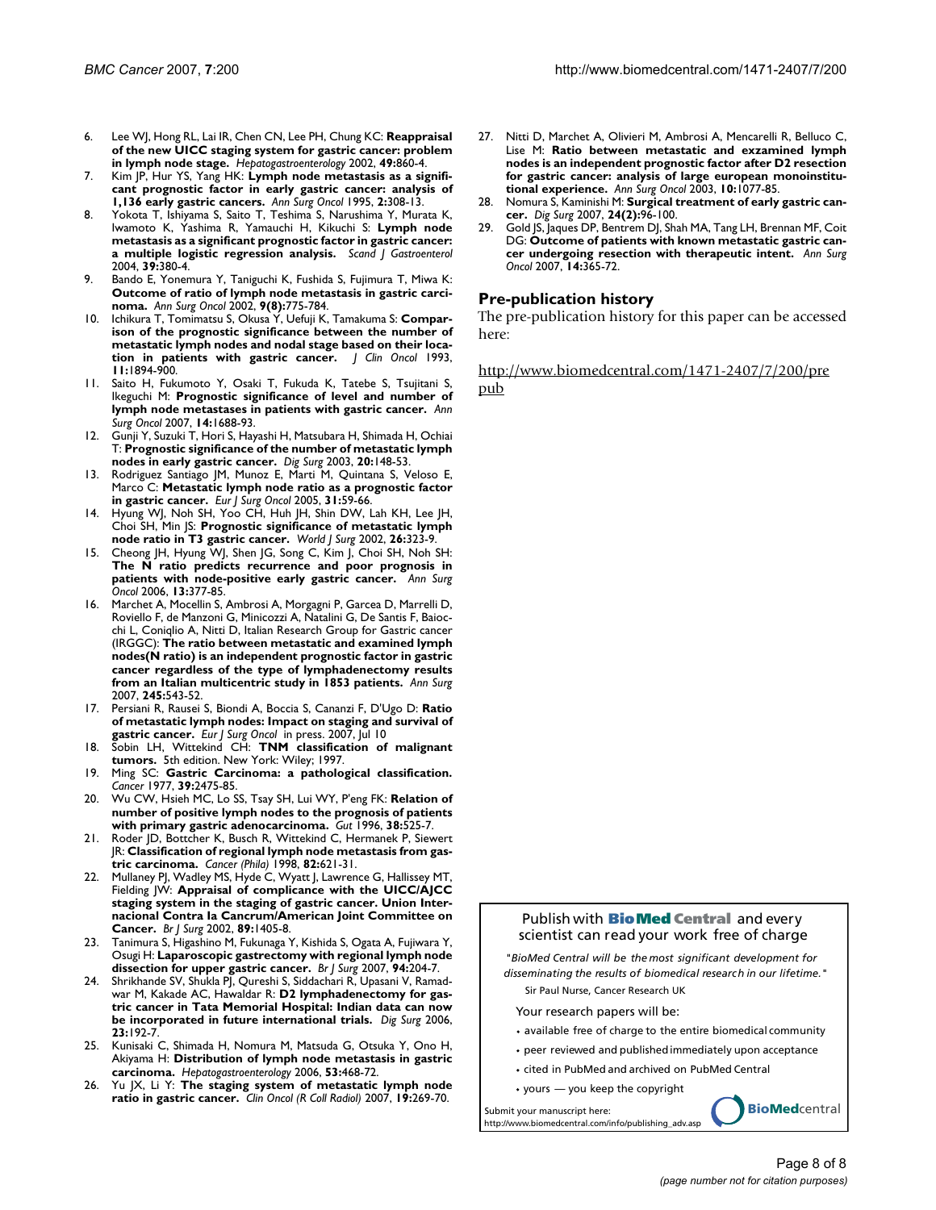6. Lee WJ, Hong RL, Lai IR, Chen CN, Lee PH, Chung KC: **Reappraisal of the new UICC staging system for gastric cancer: problem in lymph node stage.** *Hepatogastroenterology* 2002, **49:**860-4.
7. Kim JP, Hur YS, Yang HK: **Lymph node metastasis as a significant prognostic factor in early gastric cancer: analysis of 1,136 early gastric cancers.** *Ann Surg Oncol* 1995, **2:**308-13.
8. Yokota T, Ishiyama S, Saito T, Teshima S, Narushima Y, Murata K, Iwamoto K, Yashima R, Yamauchi H, Kikuchi S: **Lymph node metastasis as a significant prognostic factor in gastric cancer: a multiple logistic regression analysis.** *Scand J Gastroenterol* 2004, **39:**380-4.
9. Bando E, Yonemura Y, Taniguchi K, Fushida S, Fujimura T, Miwa K: **Outcome of ratio of lymph node metastasis in gastric carcinoma.** *Ann Surg Oncol* 2002, **9(8):**775-784.
10. Ichikura T, Tomimatsu S, Okusa Y, Uefuji K, Tamakuma S: **Comparison of the prognostic significance between the number of metastatic lymph nodes and nodal stage based on their location in patients with gastric cancer.** *J Clin Oncol* 1993, **11:**1894-900.
11. Saito H, Fukumoto Y, Osaki T, Fukuda K, Tatebe S, Tsujitani S, Ikeguchi M: **Prognostic significance of level and number of lymph node metastases in patients with gastric cancer.** *Ann Surg Oncol* 2007, **14:**1688-93.
12. Gunji Y, Suzuki T, Hori S, Hayashi H, Matsubara H, Shimada H, Ochiai T: **Prognostic significance of the number of metastatic lymph nodes in early gastric cancer.** *Dig Surg* 2003, **20:**148-53.
13. Rodriguez Santiago JM, Munoz E, Marti M, Quintana S, Veloso E, Marco C: **Metastatic lymph node ratio as a prognostic factor in gastric cancer.** *Eur J Surg Oncol* 2005, **31:**59-66.
14. Hyung WJ, Noh SH, Yoo CH, Huh JH, Shin DW, Lah KH, Lee JH, Choi SH, Min JS: **Prognostic significance of metastatic lymph node ratio in T3 gastric cancer.** *World J Surg* 2002, **26:**323-9.
15. Cheong JH, Hyung WJ, Shen JG, Song C, Kim J, Choi SH, Noh SH: **The N ratio predicts recurrence and poor prognosis in patients with node-positive early gastric cancer.** *Ann Surg Oncol* 2006, **13:**377-85.
16. Marchet A, Mocellin S, Ambrosi A, Morgagni P, Garcea D, Marrelli D, Roviello F, de Manzoni G, Minicozzi A, Natalini G, De Santis F, Baiocchi L, Coniglio A, Nitti D, Italian Research Group for Gastric cancer (IRGGC): **The ratio between metastatic and examined lymph nodes(N ratio) is an independent prognostic factor in gastric cancer regardless of the type of lymphadenectomy results from an Italian multicentric study in 1853 patients.** *Ann Surg* 2007, **245:**543-52.
17. Persiani R, Rausei S, Biondi A, Boccia S, Cananzi F, D'Ugo D: **Ratio of metastatic lymph nodes: Impact on staging and survival of gastric cancer.** *Eur J Surg Oncol* in press. 2007, Jul 10
18. Sobin LH, Wittekind CH: **TNM classification of malignant tumors.** 5th edition. New York: Wiley; 1997.
19. Ming SC: **Gastric Carcinoma: a pathological classification.** *Cancer* 1977, **39:**2475-85.
20. Wu CW, Hsieh MC, Lo SS, Tsay SH, Lui WY, P'eng FK: **Relation of number of positive lymph nodes to the prognosis of patients with primary gastric adenocarcinoma.** *Gut* 1996, **38:**525-7.
21. Roder JD, Bottcher K, Busch R, Wittekind C, Hermanek P, Siewert JR: **Classification of regional lymph node metastasis from gastric carcinoma.** *Cancer (Phila)* 1998, **82:**621-31.
22. Mullaney PJ, Wadley MS, Hyde C, Wyatt J, Lawrence G, Hallissey MT, Fielding JW: **Appraisal of complicance with the UICC/AJCC staging system in the staging of gastric cancer. Union Internacional Contra la Cancrum/American Joint Committee on Cancer.** *Br J Surg* 2002, **89:**1405-8.
23. Tanimura S, Higashino M, Fukunaga Y, Kishida S, Ogata A, Fujiwara Y, Osugi H: **Laparoscopic gastrectomy with regional lymph node dissection for upper gastric cancer.** *Br J Surg* 2007, **94:**204-7.
24. Shrikhande SV, Shukla PJ, Qureshi S, Siddachari R, Upasani V, Ramadwar M, Kakade AC, Hawaldar R: **D2 lymphadenectomy for gastric cancer in Tata Memorial Hospital: Indian data can now be incorporated in future international trials.** *Dig Surg* 2006, **23:**192-7.
25. Kunisaki C, Shimada H, Nomura M, Matsuda G, Otsuka Y, Ono H, Akiyama H: **Distribution of lymph node metastasis in gastric carcinoma.** *Hepatogastroenterology* 2006, **53:**468-72.
26. Yu JX, Li Y: **The staging system of metastatic lymph node ratio in gastric cancer.** *Clin Oncol (R Coll Radiol)* 2007, **19:**269-70.
27. Nitti D, Marchet A, Olivieri M, Ambrosi A, Mencarelli R, Belluco C, Lise M: **Ratio between metastatic and exzamined lymph nodes is an independent prognostic factor after D2 resection for gastric cancer: analysis of large european monoinstitutional experience.** *Ann Surg Oncol* 2003, **10:**1077-85.
28. Nomura S, Kaminishi M: **Surgical treatment of early gastric cancer.** *Dig Surg* 2007, **24(2):**96-100.
29. Gold JS, Jaques DP, Bentrem DJ, Shah MA, Tang LH, Brennan MF, Coit DG: **Outcome of patients with known metastatic gastric cancer undergoing resection with therapeutic intent.** *Ann Surg Oncol* 2007, **14:**365-72.

## Pre-publication history

The pre-publication history for this paper can be accessed here:

http://www.biomedcentral.com/1471-2407/7/200/prepub

Publish with **BioMed Central** and every scientist can read your work free of charge

*"BioMed Central will be the most significant development for disseminating the results of biomedical research in our lifetime."*

Sir Paul Nurse, Cancer Research UK

Your research papers will be:

- available free of charge to the entire biomedical community
- peer reviewed and published immediately upon acceptance
- cited in PubMed and archived on PubMed Central
- yours — you keep the copyright

Submit your manuscript here:
http://www.biomedcentral.com/info/publishing_adv.asp

BioMedcentral